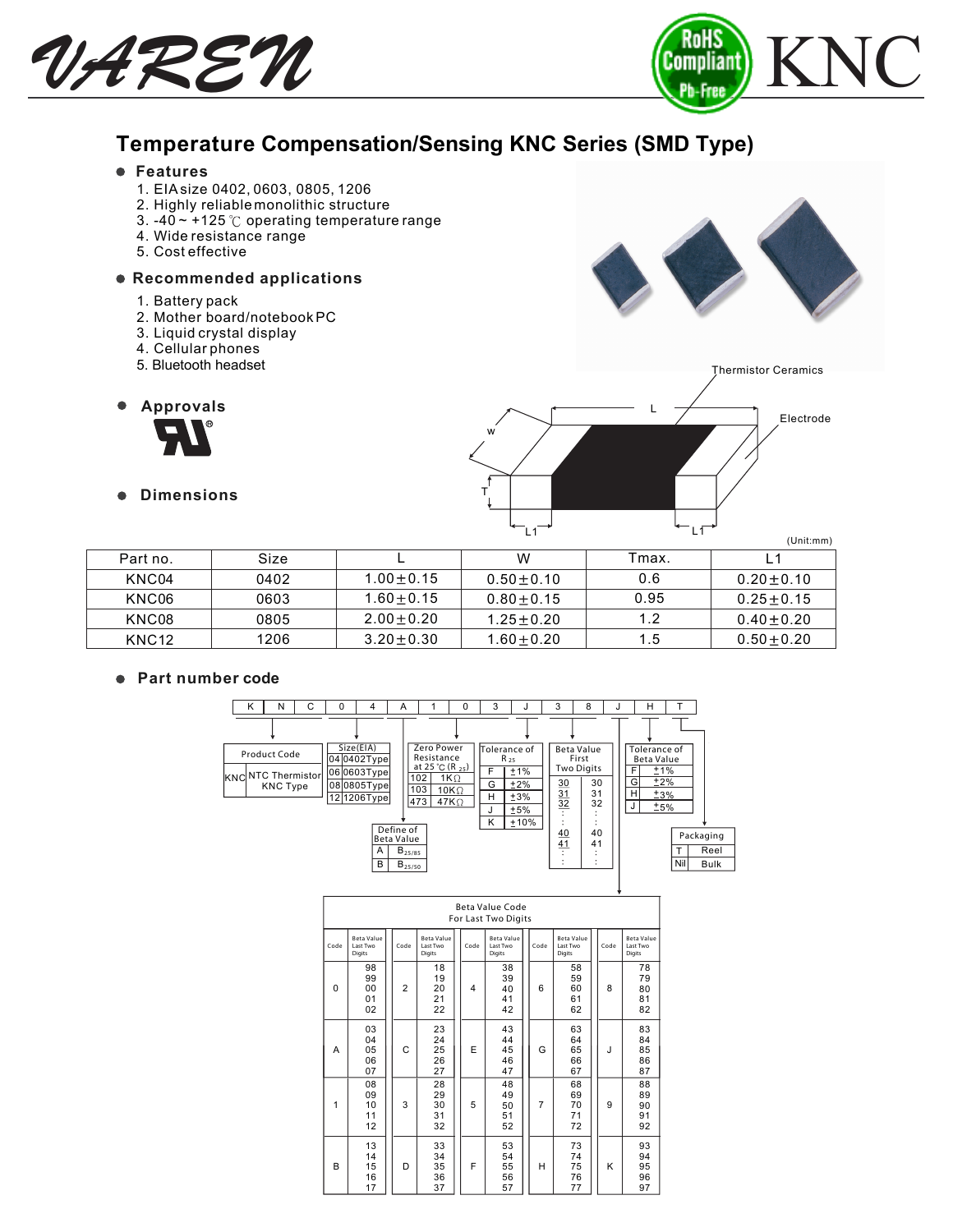# VAREN

RoHS Compliant Pb-Free

# KNC

## Temperature Compensation/Sensing KNC Series (SMD Type)

### Features

1. EIA size 0402, 0603, 0805, 1206
2. Highly reliable monolithic structure
3. -40 ~ +125℃ operating temperature range
4. Wide resistance range
5. Cost effective

### Recommended applications

1. Battery pack
2. Mother board/notebook PC
3. Liquid crystal display
4. Cellular phones
5. Bluetooth headset

### Approvals

### Dimensions

Thermistor Ceramics

Electrode

L

W

T

L1

L1

(Unit:mm)

| Part no. | Size | L | W | Tmax. | L1 |
|---|---|---|---|---|---|
| KNC04 | 0402 | 1.00±0.15 | 0.50±0.10 | 0.6 | 0.20±0.10 |
| KNC06 | 0603 | 1.60±0.15 | 0.80±0.15 | 0.95 | 0.25±0.15 |
| KNC08 | 0805 | 2.00±0.20 | 1.25±0.20 | 1.2 | 0.40±0.20 |
| KNC12 | 1206 | 3.20±0.30 | 1.60±0.20 | 1.5 | 0.50±0.20 |

### Part number code

| K | N | C | 0 | 4 | A | 1 | 0 | 3 | J | 3 | 8 | J | H | T |
|---|---|---|---|---|---|---|---|---|---|---|---|---|---|---|

**Product Code**

| | |
|---|---|
| KNC | NTC Thermistor KNC Type |

**Size(EIA)**

| | |
|---|---|
| 04 | 0402Type |
| 06 | 0603Type |
| 08 | 0805Type |
| 12 | 1206Type |

**Define of Beta Value**

| | |
|---|---|
| A | $B_{25/85}$ |
| B | $B_{25/50}$ |

**Zero Power Resistance at 25℃ ($R_{25}$)**

| | |
|---|---|
| 102 | 1KΩ |
| 103 | 10KΩ |
| 473 | 47KΩ |

**Tolerance of $R_{25}$**

| | |
|---|---|
| F | ±1% |
| G | ±2% |
| H | ±3% |
| J | ±5% |
| K | ±10% |

**Beta Value First Two Digits**

| | |
|---|---|
| 30 | 30 |
| 31 | 31 |
| 32 | 32 |
| : | : |
| 40 | 40 |
| 41 | 41 |
| : | : |

**Tolerance of Beta Value**

| | |
|---|---|
| F | ±1% |
| G | ±2% |
| H | ±3% |
| J | ±5% |

**Packaging**

| | |
|---|---|
| T | Reel |
| Nil | Bulk |

**Beta Value Code For Last Two Digits**

| Code | Beta Value Last Two Digits | Code | Beta Value Last Two Digits | Code | Beta Value Last Two Digits | Code | Beta Value Last Two Digits | Code | Beta Value Last Two Digits |
|---|---|---|---|---|---|---|---|---|---|
| 0 | 98, 99, 00, 01, 02 | 2 | 18, 19, 20, 21, 22 | 4 | 38, 39, 40, 41, 42 | 6 | 58, 59, 60, 61, 62 | 8 | 78, 79, 80, 81, 82 |
| A | 03, 04, 05, 06, 07 | C | 23, 24, 25, 26, 27 | E | 43, 44, 45, 46, 47 | G | 63, 64, 65, 66, 67 | J | 83, 84, 85, 86, 87 |
| 1 | 08, 09, 10, 11, 12 | 3 | 28, 29, 30, 31, 32 | 5 | 48, 49, 50, 51, 52 | 7 | 68, 69, 70, 71, 72 | 9 | 88, 89, 90, 91, 92 |
| B | 13, 14, 15, 16, 17 | D | 33, 34, 35, 36, 37 | F | 53, 54, 55, 56, 57 | H | 73, 74, 75, 76, 77 | K | 93, 94, 95, 96, 97 |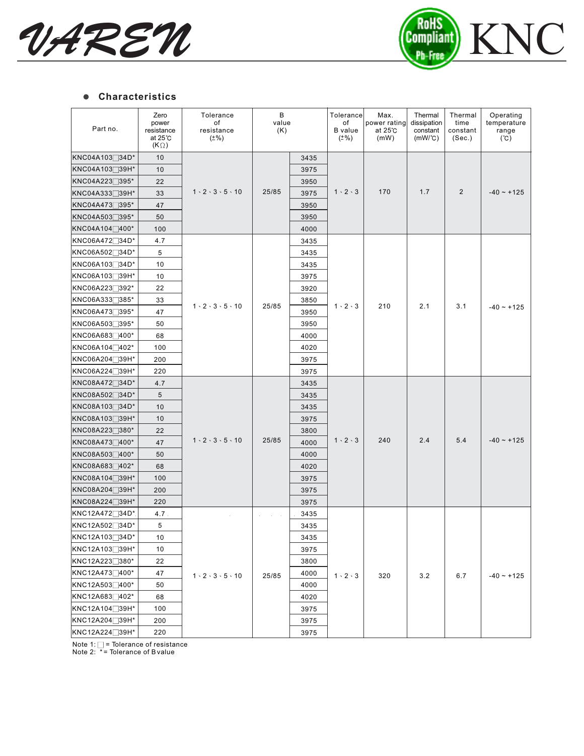VAREN

KNC

## Characteristics

| Part no. | Zero power resistance at 25℃ (KΩ) | Tolerance of resistance (±%) | B value (K) | | Tolerance of B value (±%) | Max. power rating at 25℃ (mW) | Thermal dissipation constant (mW/℃) | Thermal time constant (Sec.) | Operating temperature range (℃) |
|---|---|---|---|---|---|---|---|---|---|
| KNC04A103□34D* | 10 | 1、2、3、5、10 | 25/85 | 3435 | 1、2、3 | 170 | 1.7 | 2 | -40 ~ +125 |
| KNC04A103□39H* | 10 | | | 3975 | | | | | |
| KNC04A223□395* | 22 | | | 3950 | | | | | |
| KNC04A333□39H* | 33 | | | 3975 | | | | | |
| KNC04A473□395* | 47 | | | 3950 | | | | | |
| KNC04A503□395* | 50 | | | 3950 | | | | | |
| KNC04A104□400* | 100 | | | 4000 | | | | | |
| KNC06A472□34D* | 4.7 | 1、2、3、5、10 | 25/85 | 3435 | 1、2、3 | 210 | 2.1 | 3.1 | -40 ~ +125 |
| KNC06A502□34D* | 5 | | | 3435 | | | | | |
| KNC06A103□34D* | 10 | | | 3435 | | | | | |
| KNC06A103□39H* | 10 | | | 3975 | | | | | |
| KNC06A223□392* | 22 | | | 3920 | | | | | |
| KNC06A333□385* | 33 | | | 3850 | | | | | |
| KNC06A473□395* | 47 | | | 3950 | | | | | |
| KNC06A503□395* | 50 | | | 3950 | | | | | |
| KNC06A683□400* | 68 | | | 4000 | | | | | |
| KNC06A104□402* | 100 | | | 4020 | | | | | |
| KNC06A204□39H* | 200 | | | 3975 | | | | | |
| KNC06A224□39H* | 220 | | | 3975 | | | | | |
| KNC08A472□34D* | 4.7 | 1、2、3、5、10 | 25/85 | 3435 | 1、2、3 | 240 | 2.4 | 5.4 | -40 ~ +125 |
| KNC08A502□34D* | 5 | | | 3435 | | | | | |
| KNC08A103□34D* | 10 | | | 3435 | | | | | |
| KNC08A103□39H* | 10 | | | 3975 | | | | | |
| KNC08A223□380* | 22 | | | 3800 | | | | | |
| KNC08A473□400* | 47 | | | 4000 | | | | | |
| KNC08A503□400* | 50 | | | 4000 | | | | | |
| KNC08A683□402* | 68 | | | 4020 | | | | | |
| KNC08A104□39H* | 100 | | | 3975 | | | | | |
| KNC08A204□39H* | 200 | | | 3975 | | | | | |
| KNC08A224□39H* | 220 | | | 3975 | | | | | |
| KNC12A472□34D* | 4.7 | 1、2、3、5、10 | 25/85 | 3435 | 1、2、3 | 320 | 3.2 | 6.7 | -40 ~ +125 |
| KNC12A502□34D* | 5 | | | 3435 | | | | | |
| KNC12A103□34D* | 10 | | | 3435 | | | | | |
| KNC12A103□39H* | 10 | | | 3975 | | | | | |
| KNC12A223□380* | 22 | | | 3800 | | | | | |
| KNC12A473□400* | 47 | | | 4000 | | | | | |
| KNC12A503□400* | 50 | | | 4000 | | | | | |
| KNC12A683□402* | 68 | | | 4020 | | | | | |
| KNC12A104□39H* | 100 | | | 3975 | | | | | |
| KNC12A204□39H* | 200 | | | 3975 | | | | | |
| KNC12A224□39H* | 220 | | | 3975 | | | | | |

Note 1: □ = Tolerance of resistance
Note 2: * = Tolerance of B value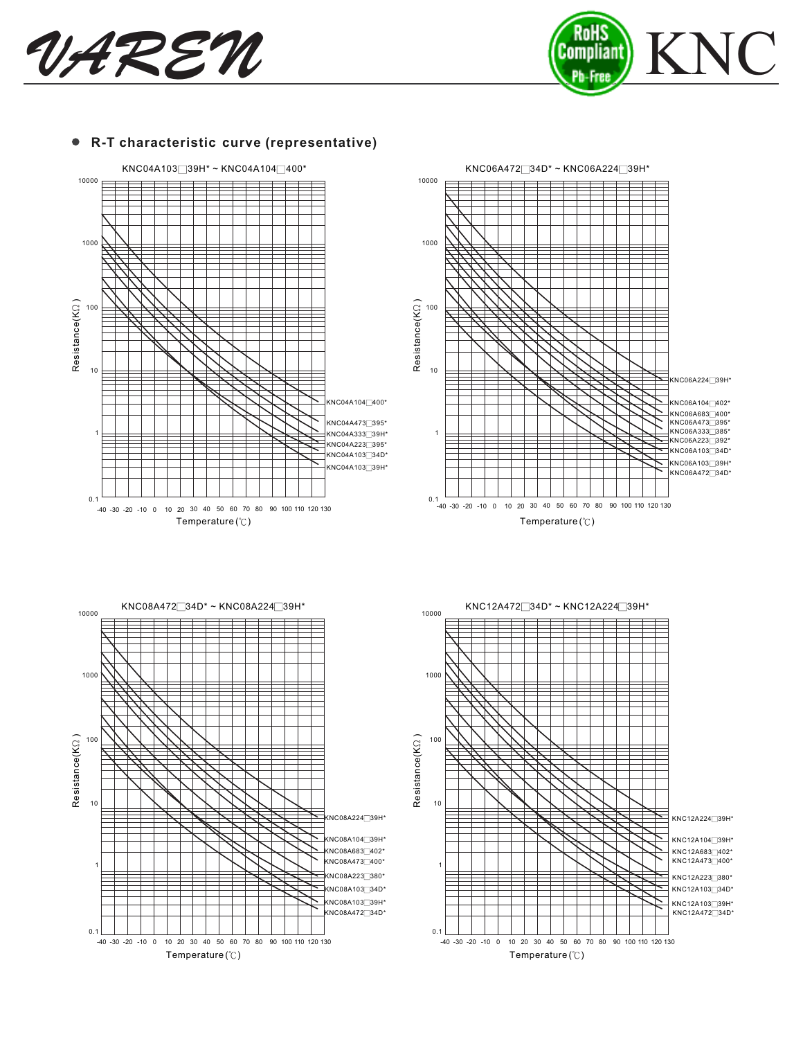VAREN

RoHS Compliant Pb-Free KNC

- **R-T characteristic curve (representative)**

KNC04A103□39H* ~ KNC04A104□400*

Resistance(KΩ)

10000
1000
100
10
1
0.1

-40 -30 -20 -10 0 10 20 30 40 50 60 70 80 90 100 110 120 130

Temperature(℃)

KNC04A104□400*
KNC04A473□395*
KNC04A333□39H*
KNC04A223□395*
KNC04A103□34D*
KNC04A103□39H*

KNC06A472□34D* ~ KNC06A224□39H*

Resistance(KΩ)

10000
1000
100
10
1
0.1

-40 -30 -20 -10 0 10 20 30 40 50 60 70 80 90 100 110 120 130

Temperature(℃)

KNC06A224□39H*
KNC06A104□402*
KNC06A683□400*
KNC06A473□395*
KNC06A333□385*
KNC06A223□392*
KNC06A103□34D*
KNC06A103□39H*
KNC06A472□34D*

KNC08A472□34D* ~ KNC08A224□39H*

Resistance(KΩ)

10000
1000
100
10
1
0.1

-40 -30 -20 -10 0 10 20 30 40 50 60 70 80 90 100 110 120 130

Temperature(℃)

KNC08A224□39H*
KNC08A104□39H*
KNC08A683□402*
KNC08A473□400*
KNC08A223□380*
KNC08A103□34D*
KNC08A103□39H*
KNC08A472□34D*

KNC12A472□34D* ~ KNC12A224□39H*

Resistance(KΩ)

10000
1000
100
10
1
0.1

-40 -30 -20 -10 0 10 20 30 40 50 60 70 80 90 100 110 120 130

Temperature(℃)

KNC12A224□39H*
KNC12A104□39H*
KNC12A683□402*
KNC12A473□400*
KNC12A223□380*
KNC12A103□34D*
KNC12A103□39H*
KNC12A472□34D*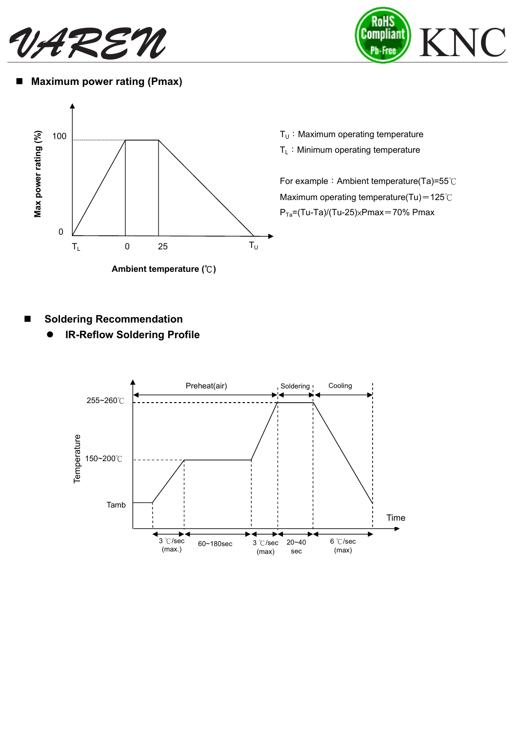## Maximum power rating (Pmax)

$T_U$：Maximum operating temperature

$T_L$：Minimum operating temperature

For example：Ambient temperature(Ta)=55℃

Maximum operating temperature(Tu)＝125℃

$P_{Ta}$=(Tu-Ta)/(Tu-25)×Pmax＝70% Pmax

Ambient temperature (℃)

## Soldering Recommendation

- **IR-Reflow Soldering Profile**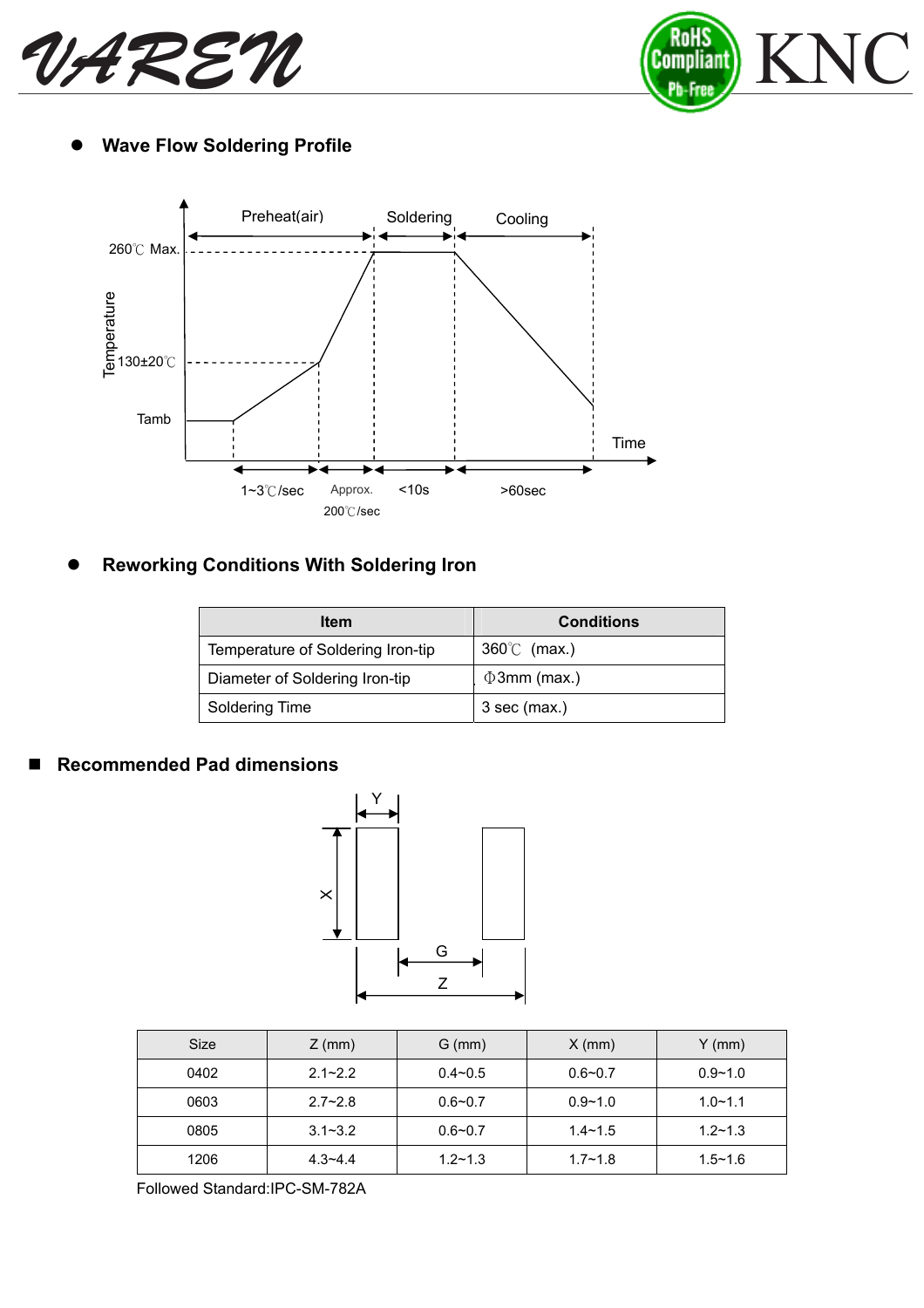- **Wave Flow Soldering Profile**

Preheat(air)
Soldering
Cooling
260℃ Max.
Temperature
130±20℃
Tamb
Time
1~3℃/sec
Approx. 200℃/sec
<10s
>60sec

- **Reworking Conditions With Soldering Iron**

| Item | Conditions |
|---|---|
| Temperature of Soldering Iron-tip | 360℃ (max.) |
| Diameter of Soldering Iron-tip | Φ3mm (max.) |
| Soldering Time | 3 sec (max.) |

## Recommended Pad dimensions

Y
X
G
Z

| Size | Z (mm) | G (mm) | X (mm) | Y (mm) |
|---|---|---|---|---|
| 0402 | 2.1~2.2 | 0.4~0.5 | 0.6~0.7 | 0.9~1.0 |
| 0603 | 2.7~2.8 | 0.6~0.7 | 0.9~1.0 | 1.0~1.1 |
| 0805 | 3.1~3.2 | 0.6~0.7 | 1.4~1.5 | 1.2~1.3 |
| 1206 | 4.3~4.4 | 1.2~1.3 | 1.7~1.8 | 1.5~1.6 |

Followed Standard:IPC-SM-782A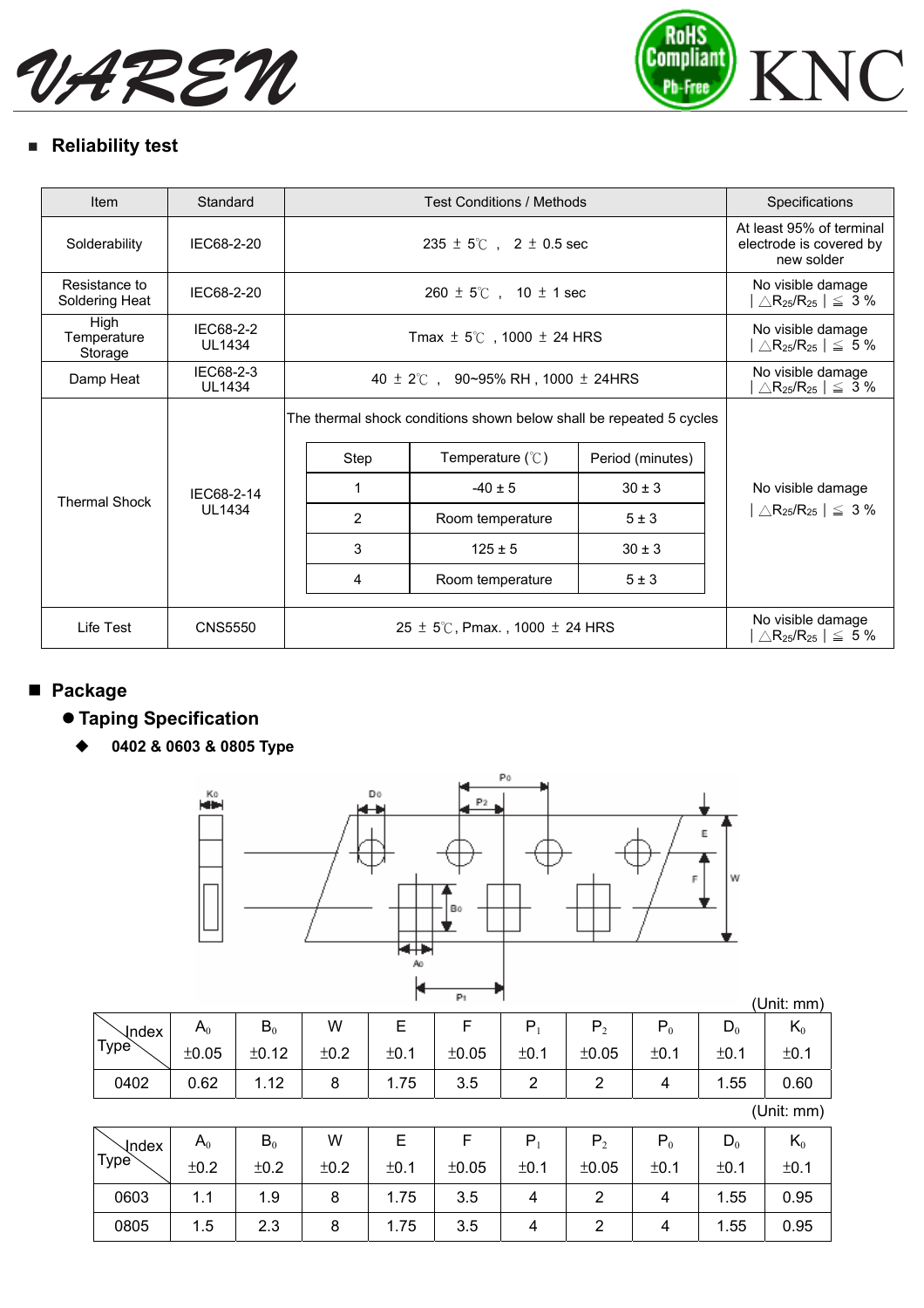## Reliability test

| Item | Standard | Test Conditions / Methods | Specifications |
|---|---|---|---|
| Solderability | IEC68-2-20 | 235 ± 5℃ ,  2 ± 0.5 sec | At least 95% of terminal electrode is covered by new solder |
| Resistance to Soldering Heat | IEC68-2-20 | 260 ± 5℃ ,  10 ± 1 sec | No visible damage $\vert \triangle R_{25}/R_{25} \vert \leqq$ 3 % |
| High Temperature Storage | IEC68-2-2 UL1434 | Tmax ± 5℃ , 1000 ± 24 HRS | No visible damage $\vert \triangle R_{25}/R_{25} \vert \leqq$ 5 % |
| Damp Heat | IEC68-2-3 UL1434 | 40 ± 2℃ ,  90~95% RH , 1000 ± 24HRS | No visible damage $\vert \triangle R_{25}/R_{25} \vert \leqq$ 3 % |
| Thermal Shock | IEC68-2-14 UL1434 | The thermal shock conditions shown below shall be repeated 5 cycles (see table below) | No visible damage $\vert \triangle R_{25}/R_{25} \vert \leqq$ 3 % |
| Life Test | CNS5550 | 25 ± 5℃, Pmax. , 1000 ± 24 HRS | No visible damage $\vert \triangle R_{25}/R_{25} \vert \leqq$ 5 % |

Thermal shock conditions:

| Step | Temperature (℃) | Period (minutes) |
|---|---|---|
| 1 | -40 ± 5 | 30 ± 3 |
| 2 | Room temperature | 5 ± 3 |
| 3 | 125 ± 5 | 30 ± 3 |
| 4 | Room temperature | 5 ± 3 |

## Package

### Taping Specification

#### 0402 & 0603 & 0805 Type

K0, D0, P0, P2, E, F, W, B0, A0, P1

(Unit: mm)

| Index / Type | $A_0$ | $B_0$ | W | E | F | $P_1$ | $P_2$ | $P_0$ | $D_0$ | $K_0$ |
|---|---|---|---|---|---|---|---|---|---|---|
| | ±0.05 | ±0.12 | ±0.2 | ±0.1 | ±0.05 | ±0.1 | ±0.05 | ±0.1 | ±0.1 | ±0.1 |
| 0402 | 0.62 | 1.12 | 8 | 1.75 | 3.5 | 2 | 2 | 4 | 1.55 | 0.60 |

(Unit: mm)

| Index / Type | $A_0$ | $B_0$ | W | E | F | $P_1$ | $P_2$ | $P_0$ | $D_0$ | $K_0$ |
|---|---|---|---|---|---|---|---|---|---|---|
| | ±0.2 | ±0.2 | ±0.2 | ±0.1 | ±0.05 | ±0.1 | ±0.05 | ±0.1 | ±0.1 | ±0.1 |
| 0603 | 1.1 | 1.9 | 8 | 1.75 | 3.5 | 4 | 2 | 4 | 1.55 | 0.95 |
| 0805 | 1.5 | 2.3 | 8 | 1.75 | 3.5 | 4 | 2 | 4 | 1.55 | 0.95 |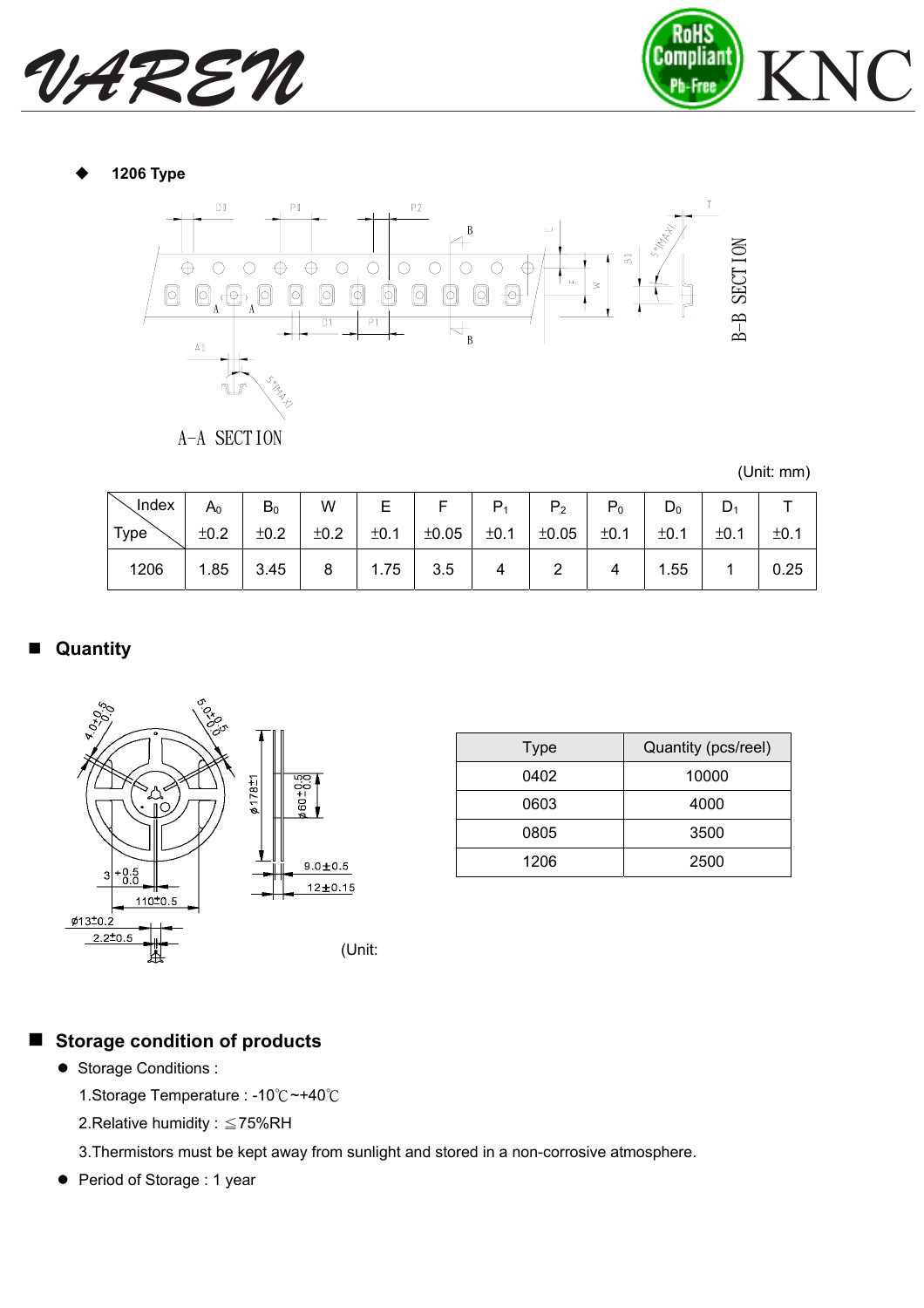◆ **1206 Type**

(Unit: mm)

| Index / Type | $A_0$ ±0.2 | $B_0$ ±0.2 | W ±0.2 | E ±0.1 | F ±0.05 | $P_1$ ±0.1 | $P_2$ ±0.05 | $P_0$ ±0.1 | $D_0$ ±0.1 | $D_1$ ±0.1 | T ±0.1 |
|---|---|---|---|---|---|---|---|---|---|---|---|
| 1206 | 1.85 | 3.45 | 8 | 1.75 | 3.5 | 4 | 2 | 4 | 1.55 | 1 | 0.25 |

## ■ Quantity

(Unit:

| Type | Quantity (pcs/reel) |
|---|---|
| 0402 | 10000 |
| 0603 | 4000 |
| 0805 | 3500 |
| 1206 | 2500 |

## ■ Storage condition of products

- Storage Conditions :

  1.Storage Temperature : -10℃~+40℃

  2.Relative humidity : ≦75%RH

  3.Thermistors must be kept away from sunlight and stored in a non-corrosive atmosphere.

- Period of Storage : 1 year